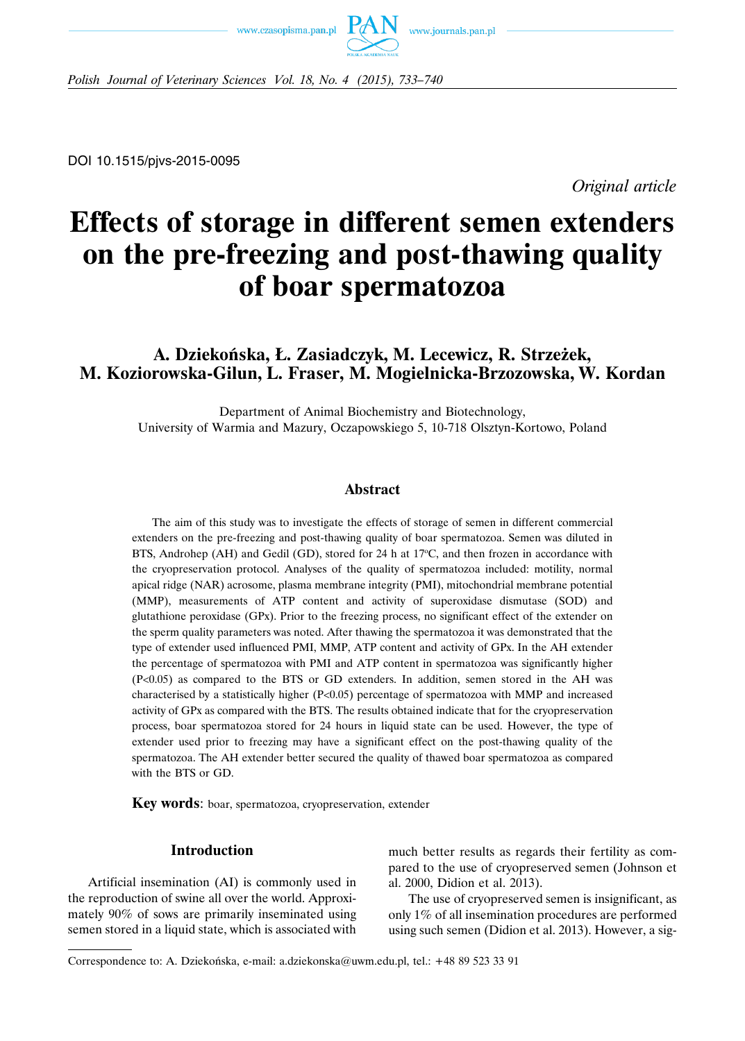DOI 10.1515/pjvs-2015-0095

*Original article*

# Effects of storage in different semen extenders on the pre-freezing and post-thawing quality of boar spermatozoa

## A. Dziekońska, Ł. Zasiadczyk, M. Lecewicz, R. Strzeżek, M. Koziorowska-Gilun, L. Fraser, M. Mogielnicka-Brzozowska, W. Kordan

Department of Animal Biochemistry and Biotechnology,
University of Warmia and Mazury, Oczapowskiego 5, 10-718 Olsztyn-Kortowo, Poland

### Abstract

The aim of this study was to investigate the effects of storage of semen in different commercial extenders on the pre-freezing and post-thawing quality of boar spermatozoa. Semen was diluted in BTS, Androhep (AH) and Gedil (GD), stored for 24 h at 17°C, and then frozen in accordance with the cryopreservation protocol. Analyses of the quality of spermatozoa included: motility, normal apical ridge (NAR) acrosome, plasma membrane integrity (PMI), mitochondrial membrane potential (MMP), measurements of ATP content and activity of superoxidase dismutase (SOD) and glutathione peroxidase (GPx). Prior to the freezing process, no significant effect of the extender on the sperm quality parameters was noted. After thawing the spermatozoa it was demonstrated that the type of extender used influenced PMI, MMP, ATP content and activity of GPx. In the AH extender the percentage of spermatozoa with PMI and ATP content in spermatozoa was significantly higher ($P<0.05$) as compared to the BTS or GD extenders. In addition, semen stored in the AH was characterised by a statistically higher ($P<0.05$) percentage of spermatozoa with MMP and increased activity of GPx as compared with the BTS. The results obtained indicate that for the cryopreservation process, boar spermatozoa stored for 24 hours in liquid state can be used. However, the type of extender used prior to freezing may have a significant effect on the post-thawing quality of the spermatozoa. The AH extender better secured the quality of thawed boar spermatozoa as compared with the BTS or GD.

**Key words**: boar, spermatozoa, cryopreservation, extender

### Introduction

Artificial insemination (AI) is commonly used in the reproduction of swine all over the world. Approximately 90% of sows are primarily inseminated using semen stored in a liquid state, which is associated with much better results as regards their fertility as compared to the use of cryopreserved semen (Johnson et al. 2000, Didion et al. 2013).

The use of cryopreserved semen is insignificant, as only 1% of all insemination procedures are performed using such semen (Didion et al. 2013). However, a sig-

Correspondence to: A. Dziekońska, e-mail: a.dziekonska@uwm.edu.pl, tel.: +48 89 523 33 91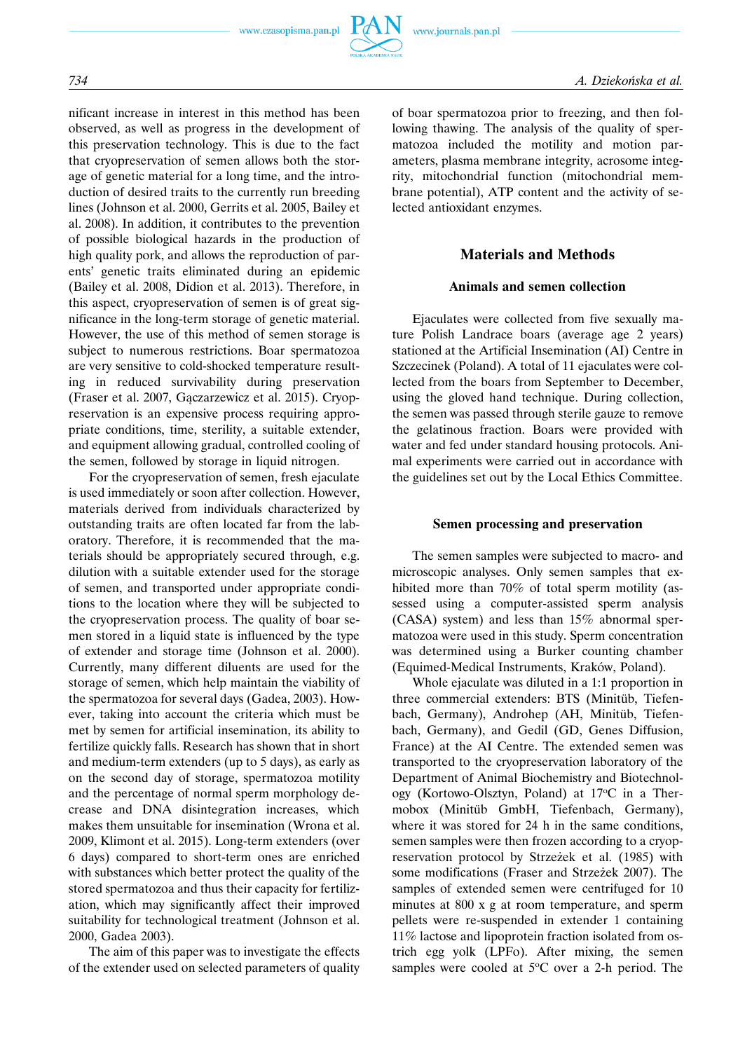nificant increase in interest in this method has been observed, as well as progress in the development of this preservation technology. This is due to the fact that cryopreservation of semen allows both the storage of genetic material for a long time, and the introduction of desired traits to the currently run breeding lines (Johnson et al. 2000, Gerrits et al. 2005, Bailey et al. 2008). In addition, it contributes to the prevention of possible biological hazards in the production of high quality pork, and allows the reproduction of parents' genetic traits eliminated during an epidemic (Bailey et al. 2008, Didion et al. 2013). Therefore, in this aspect, cryopreservation of semen is of great significance in the long-term storage of genetic material. However, the use of this method of semen storage is subject to numerous restrictions. Boar spermatozoa are very sensitive to cold-shocked temperature resulting in reduced survivability during preservation (Fraser et al. 2007, Gączarzewicz et al. 2015). Cryopreservation is an expensive process requiring appropriate conditions, time, sterility, a suitable extender, and equipment allowing gradual, controlled cooling of the semen, followed by storage in liquid nitrogen.

For the cryopreservation of semen, fresh ejaculate is used immediately or soon after collection. However, materials derived from individuals characterized by outstanding traits are often located far from the laboratory. Therefore, it is recommended that the materials should be appropriately secured through, e.g. dilution with a suitable extender used for the storage of semen, and transported under appropriate conditions to the location where they will be subjected to the cryopreservation process. The quality of boar semen stored in a liquid state is influenced by the type of extender and storage time (Johnson et al. 2000). Currently, many different diluents are used for the storage of semen, which help maintain the viability of the spermatozoa for several days (Gadea, 2003). However, taking into account the criteria which must be met by semen for artificial insemination, its ability to fertilize quickly falls. Research has shown that in short and medium-term extenders (up to 5 days), as early as on the second day of storage, spermatozoa motility and the percentage of normal sperm morphology decrease and DNA disintegration increases, which makes them unsuitable for insemination (Wrona et al. 2009, Klimont et al. 2015). Long-term extenders (over 6 days) compared to short-term ones are enriched with substances which better protect the quality of the stored spermatozoa and thus their capacity for fertilization, which may significantly affect their improved suitability for technological treatment (Johnson et al. 2000, Gadea 2003).

The aim of this paper was to investigate the effects of the extender used on selected parameters of quality of boar spermatozoa prior to freezing, and then following thawing. The analysis of the quality of spermatozoa included the motility and motion parameters, plasma membrane integrity, acrosome integrity, mitochondrial function (mitochondrial membrane potential), ATP content and the activity of selected antioxidant enzymes.

## Materials and Methods

### Animals and semen collection

Ejaculates were collected from five sexually mature Polish Landrace boars (average age 2 years) stationed at the Artificial Insemination (AI) Centre in Szczecinek (Poland). A total of 11 ejaculates were collected from the boars from September to December, using the gloved hand technique. During collection, the semen was passed through sterile gauze to remove the gelatinous fraction. Boars were provided with water and fed under standard housing protocols. Animal experiments were carried out in accordance with the guidelines set out by the Local Ethics Committee.

### Semen processing and preservation

The semen samples were subjected to macro- and microscopic analyses. Only semen samples that exhibited more than 70% of total sperm motility (assessed using a computer-assisted sperm analysis (CASA) system) and less than 15% abnormal spermatozoa were used in this study. Sperm concentration was determined using a Burker hand counting chamber (Equimed-Medical Instruments, Kraków, Poland).

Whole ejaculate was diluted in a 1:1 proportion in three commercial extenders: BTS (Minitüb, Tiefenbach, Germany), Androhep (AH, Minitüb, Tiefenbach, Germany), and Gedil (GD, Genes Diffusion, France) at the AI Centre. The extended semen was transported to the cryopreservation laboratory of the Department of Animal Biochemistry and Biotechnology (Kortowo-Olsztyn, Poland) at 17°C in a Thermobox (Minitüb GmbH, Tiefenbach, Germany), where it was stored for 24 h in the same conditions, semen samples were then frozen according to a cryopreservation protocol by Strzeżek et al. (1985) with some modifications (Fraser and Strzeżek 2007). The samples of extended semen were centrifuged for 10 minutes at 800 x g at room temperature, and sperm pellets were re-suspended in extender 1 containing 11% lactose and lipoprotein fraction isolated from ostrich egg yolk (LPFo). After mixing, the semen samples were cooled at 5°C over a 2-h period. The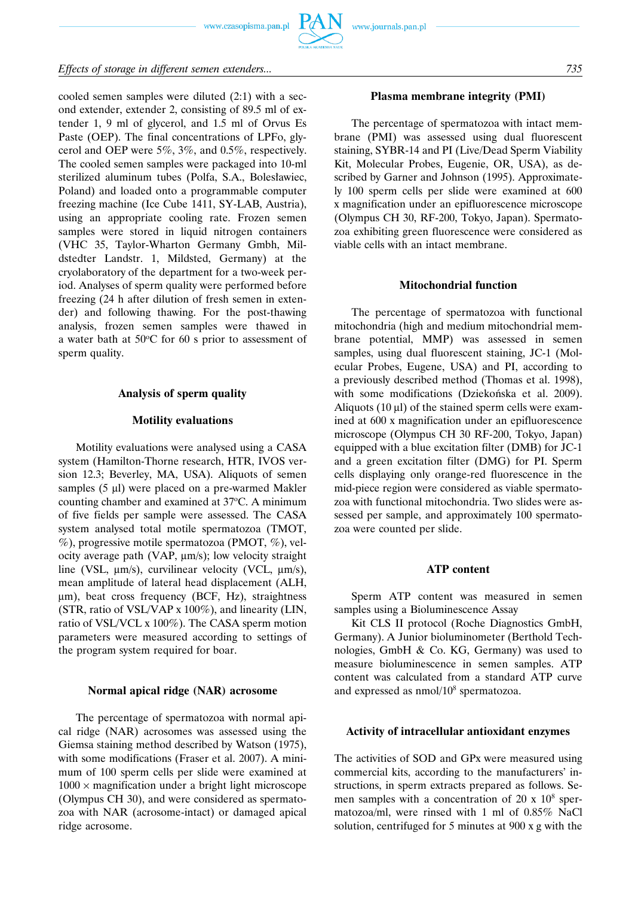cooled semen samples were diluted (2:1) with a second extender, extender 2, consisting of 89.5 ml of extender 1, 9 ml of glycerol, and 1.5 ml of Orvus Es Paste (OEP). The final concentrations of LPFo, glycerol and OEP were 5%, 3%, and 0.5%, respectively. The cooled semen samples were packaged into 10-ml sterilized aluminum tubes (Polfa, S.A., Bolesławiec, Poland) and loaded onto a programmable computer freezing machine (Ice Cube 1411, SY-LAB, Austria), using an appropriate cooling rate. Frozen semen samples were stored in liquid nitrogen containers (VHC 35, Taylor-Wharton Germany Gmbh, Mildstedter Landstr. 1, Mildsted, Germany) at the cryolaboratory of the department for a two-week period. Analyses of sperm quality were performed before freezing (24 h after dilution of fresh semen in extender) and following thawing. For the post-thawing analysis, frozen semen samples were thawed in a water bath at 50°C for 60 s prior to assessment of sperm quality.

## Analysis of sperm quality

### Motility evaluations

Motility evaluations were analysed using a CASA system (Hamilton-Thorne research, HTR, IVOS version 12.3; Beverley, MA, USA). Aliquots of semen samples (5 µl) were placed on a pre-warmed Makler counting chamber and examined at 37°C. A minimum of five fields per sample were assessed. The CASA system analysed total motile spermatozoa (TMOT, %), progressive motile spermatozoa (PMOT, %), velocity average path (VAP, µm/s); low velocity straight line (VSL, µm/s), curvilinear velocity (VCL, µm/s), mean amplitude of lateral head displacement (ALH, µm), beat cross frequency (BCF, Hz), straightness (STR, ratio of VSL/VAP x 100%), and linearity (LIN, ratio of VSL/VCL x 100%). The CASA sperm motion parameters were measured according to settings of the program system required for boar.

### Normal apical ridge (NAR) acrosome

The percentage of spermatozoa with normal apical ridge (NAR) acrosomes was assessed using the Giemsa staining method described by Watson (1975), with some modifications (Fraser et al. 2007). A minimum of 100 sperm cells per slide were examined at 1000 × magnification under a bright light microscope (Olympus CH 30), and were considered as spermatozoa with NAR (acrosome-intact) or damaged apical ridge acrosome.

### Plasma membrane integrity (PMI)

The percentage of spermatozoa with intact membrane (PMI) was assessed using dual fluorescent staining, SYBR-14 and PI (Live/Dead Sperm Viability Kit, Molecular Probes, Eugenie, OR, USA), as described by Garner and Johnson (1995). Approximately 100 sperm cells per slide were examined at 600 x magnification under an epifluorescence microscope (Olympus CH 30, RF-200, Tokyo, Japan). Spermatozoa exhibiting green fluorescence were considered as viable cells with an intact membrane.

### Mitochondrial function

The percentage of spermatozoa with functional mitochondria (high and medium mitochondrial membrane potential, MMP) was assessed in semen samples, using dual fluorescent staining, JC-1 (Molecular Probes, Eugene, USA) and PI, according to a previously described method (Thomas et al. 1998), with some modifications (Dziekońska et al. 2009). Aliquots (10 µl) of the stained sperm cells were examined at 600 x magnification under an epifluorescence microscope (Olympus CH 30 RF-200, Tokyo, Japan) equipped with a blue excitation filter (DMB) for JC-1 and a green excitation filter (DMG) for PI. Sperm cells displaying only orange-red fluorescence in the mid-piece region were considered as viable spermatozoa with functional mitochondria. Two slides were assessed per sample, and approximately 100 spermatozoa were counted per slide.

### ATP content

Sperm ATP content was measured in semen samples using a Bioluminescence Assay

Kit CLS II protocol (Roche Diagnostics GmbH, Germany). A Junior bioluminometer (Berthold Technologies, GmbH & Co. KG, Germany) was used to measure bioluminescence in semen samples. ATP content was calculated from a standard ATP curve and expressed as nmol/$10^8$ spermatozoa.

### Activity of intracellular antioxidant enzymes

The activities of SOD and GPx were measured using commercial kits, according to the manufacturers' instructions, in sperm extracts prepared as follows. Semen samples with a concentration of 20 x $10^8$ spermatozoa/ml, were rinsed with 1 ml of 0.85% NaCl solution, centrifuged for 5 minutes at 900 x g with the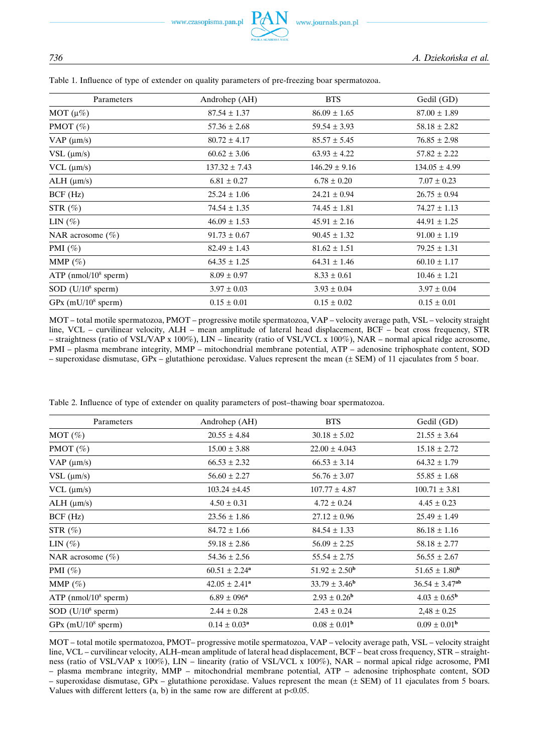Table 1. Influence of type of extender on quality parameters of pre-freezing boar spermatozoa.

| Parameters | Androhep (AH) | BTS | Gedil (GD) |
|---|---|---|---|
| MOT (µ%) | 87.54 ± 1.37 | 86.09 ± 1.65 | 87.00 ± 1.89 |
| PMOT (%) | 57.36 ± 2.68 | 59.54 ± 3.93 | 58.18 ± 2.82 |
| VAP (µm/s) | 80.72 ± 4.17 | 85.57 ± 5.45 | 76.85 ± 2.98 |
| VSL (µm/s) | 60.62 ± 3.06 | 63.93 ± 4.22 | 57.82 ± 2.22 |
| VCL (µm/s) | 137.32 ± 7.43 | 146.29 ± 9.16 | 134.05 ± 4.99 |
| ALH (µm/s) | 6.81 ± 0.27 | 6.78 ± 0.20 | 7.07 ± 0.23 |
| BCF (Hz) | 25.24 ± 1.06 | 24.21 ± 0.94 | 26.75 ± 0.94 |
| STR (%) | 74.54 ± 1.35 | 74.45 ± 1.81 | 74.27 ± 1.13 |
| LIN (%) | 46.09 ± 1.53 | 45.91 ± 2.16 | 44.91 ± 1.25 |
| NAR acrosome (%) | 91.73 ± 0.67 | 90.45 ± 1.32 | 91.00 ± 1.19 |
| PMI (%) | 82.49 ± 1.43 | 81.62 ± 1.51 | 79.25 ± 1.31 |
| MMP (%) | 64.35 ± 1.25 | 64.31 ± 1.46 | 60.10 ± 1.17 |
| ATP (nmol/$10^8$ sperm) | 8.09 ± 0.97 | 8.33 ± 0.61 | 10.46 ± 1.21 |
| SOD (U/$10^8$ sperm) | 3.97 ± 0.03 | 3.93 ± 0.04 | 3.97 ± 0.04 |
| GPx (mU/$10^8$ sperm) | 0.15 ± 0.01 | 0.15 ± 0.02 | 0.15 ± 0.01 |

MOT – total motile spermatozoa, PMOT – progressive motile spermatozoa, VAP – velocity average path, VSL – velocity straight line, VCL – curvilinear velocity, ALH – mean amplitude of lateral head displacement, BCF – beat cross frequency, STR – straightness (ratio of VSL/VAP x 100%), LIN – linearity (ratio of VSL/VCL x 100%), NAR – normal apical ridge acrosome, PMI – plasma membrane integrity, MMP – mitochondrial membrane potential, ATP – adenosine triphosphate content, SOD – superoxidase dismutase, GPx – glutathione peroxidase. Values represent the mean (± SEM) of 11 ejaculates from 5 boar.

Table 2. Influence of type of extender on quality parameters of post–thawing boar spermatozoa.

| Parameters | Androhep (AH) | BTS | Gedil (GD) |
|---|---|---|---|
| MOT (%) | 20.55 ± 4.84 | 30.18 ± 5.02 | 21.55 ± 3.64 |
| PMOT (%) | 15.00 ± 3.88 | 22.00 ± 4.043 | 15.18 ± 2.72 |
| VAP (µm/s) | 66.53 ± 2.32 | 66.53 ± 3.14 | 64.32 ± 1.79 |
| VSL (µm/s) | 56.60 ± 2.27 | 56.76 ± 3.07 | 55.85 ± 1.68 |
| VCL (µm/s) | 103.24 ±4.45 | 107.77 ± 4.87 | 100.71 ± 3.81 |
| ALH (µm/s) | 4.50 ± 0.31 | 4.72 ± 0.24 | 4.45 ± 0.23 |
| BCF (Hz) | 23.56 ± 1.86 | 27.12 ± 0.96 | 25.49 ± 1.49 |
| STR (%) | 84.72 ± 1.66 | 84.54 ± 1.33 | 86.18 ± 1.16 |
| LIN (%) | 59.18 ± 2.86 | 56.09 ± 2.25 | 58.18 ± 2.77 |
| NAR acrosome (%) | 54.36 ± 2.56 | 55.54 ± 2.75 | 56.55 ± 2.67 |
| PMI (%) | 60.51 ± 2.24[a] | 51.92 ± 2.50[b] | 51.65 ± 1.80[b] |
| MMP (%) | 42.05 ± 2.41[a] | 33.79 ± 3.46[b] | 36.54 ± 3.47[ab] |
| ATP (nmol/$10^8$ sperm) | 6.89 ± 096[a] | 2.93 ± 0.26[b] | 4.03 ± 0.65[b] |
| SOD (U/$10^8$ sperm) | 2.44 ± 0.28 | 2.43 ± 0.24 | 2,48 ± 0.25 |
| GPx (mU/$10^8$ sperm) | 0.14 ± 0.03[a] | 0.08 ± 0.01[b] | 0.09 ± 0.01[b] |

MOT – total motile spermatozoa, PMOT– progressive motile spermatozoa, VAP – velocity average path, VSL – velocity straight line, VCL – curvilinear velocity, ALH–mean amplitude of lateral head displacement, BCF – beat cross frequency, STR – straightness (ratio of VSL/VAP x 100%), LIN – linearity (ratio of VSL/VCL x 100%), NAR – normal apical ridge acrosome, PMI – plasma membrane integrity, MMP – mitochondrial membrane potential, ATP – adenosine triphosphate content, SOD – superoxidase dismutase, GPx – glutathione peroxidase. Values represent the mean (± SEM) of 11 ejaculates from 5 boars. Values with different letters (a, b) in the same row are different at $p<0.05$.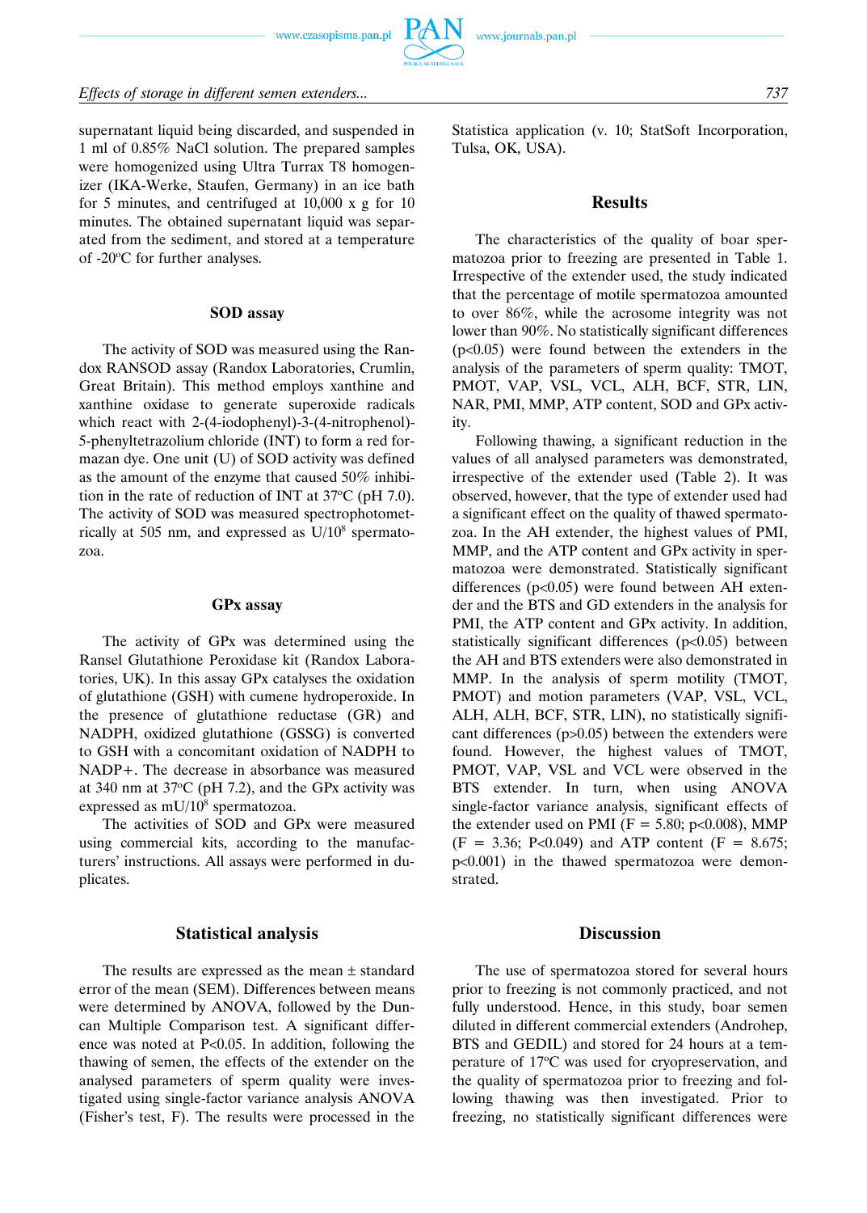supernatant liquid being discarded, and suspended in 1 ml of 0.85% NaCl solution. The prepared samples were homogenized using Ultra Turrax T8 homogenizer (IKA-Werke, Staufen, Germany) in an ice bath for 5 minutes, and centrifuged at 10,000 x g for 10 minutes. The obtained supernatant liquid was separated from the sediment, and stored at a temperature of -20°C for further analyses.

### SOD assay

The activity of SOD was measured using the Randox RANSOD assay (Randox Laboratories, Crumlin, Great Britain). This method employs xanthine and xanthine oxidase to generate superoxide radicals which react with 2-(4-iodophenyl)-3-(4-nitrophenol)-5-phenyltetrazolium chloride (INT) to form a red formazan dye. One unit (U) of SOD activity was defined as the amount of the enzyme that caused 50% inhibition in the rate of reduction of INT at 37°C (pH 7.0). The activity of SOD was measured spectrophotometrically at 505 nm, and expressed as U/$10^8$ spermatozoa.

### GPx assay

The activity of GPx was determined using the Ransel Glutathione Peroxidase kit (Randox Laboratories, UK). In this assay GPx catalyses the oxidation of glutathione (GSH) with cumene hydroperoxide. In the presence of glutathione reductase (GR) and NADPH, oxidized glutathione (GSSG) is converted to GSH with a concomitant oxidation of NADPH to NADP+. The decrease in absorbance was measured at 340 nm at 37°C (pH 7.2), and the GPx activity was expressed as mU/$10^8$ spermatozoa.

The activities of SOD and GPx were measured using commercial kits, according to the manufacturers' instructions. All assays were performed in duplicates.

### Statistical analysis

The results are expressed as the mean ± standard error of the mean (SEM). Differences between means were determined by ANOVA, followed by the Duncan Multiple Comparison test. A significant difference was noted at $P<0.05$. In addition, following the thawing of semen, the effects of the extender on the analysed parameters of sperm quality were investigated using single-factor variance analysis ANOVA (Fisher's test, F). The results were processed in the Statistica application (v. 10; StatSoft Incorporation, Tulsa, OK, USA).

## Results

The characteristics of the quality of boar spermatozoa prior to freezing are presented in Table 1. Irrespective of the extender used, the study indicated that the percentage of motile spermatozoa amounted to over 86%, while the acrosome integrity was not lower than 90%. No statistically significant differences ($p<0.05$) were found between the extenders in the analysis of the parameters of sperm quality: TMOT, PMOT, VAP, VSL, VCL, ALH, BCF, STR, LIN, NAR, PMI, MMP, ATP content, SOD and GPx activity.

Following thawing, a significant reduction in the values of all analysed parameters was demonstrated, irrespective of the extender used (Table 2). It was observed, however, that the type of extender used had a significant effect on the quality of thawed spermatozoa. In the AH extender, the highest values of PMI, MMP, and the ATP content and GPx activity in spermatozoa were demonstrated. Statistically significant differences ($p<0.05$) were found between AH extender and the BTS and GD extenders in the analysis for PMI, the ATP content and GPx activity. In addition, statistically significant differences ($p<0.05$) between the AH and BTS extenders were also demonstrated in MMP. In the analysis of sperm motility (TMOT, PMOT) and motion parameters (VAP, VSL, VCL, ALH, ALH, BCF, STR, LIN), no statistically significant differences ($p>0.05$) between the extenders were found. However, the highest values of TMOT, PMOT, VAP, VSL and VCL were observed in the BTS extender. In turn, when using ANOVA single-factor variance analysis, significant effects of the extender used on PMI ($F = 5.80$; $p<0.008$), MMP ($F = 3.36$; $P<0.049$) and ATP content ($F = 8.675$; $p<0.001$) in the thawed spermatozoa were demonstrated.

## Discussion

The use of spermatozoa stored for several hours prior to freezing is not commonly practiced, and not fully understood. Hence, in this study, boar semen diluted in different commercial extenders (Androhep, BTS and GEDIL) and stored for 24 hours at a temperature of 17°C was used for cryopreservation, and the quality of spermatozoa prior to freezing and following thawing was then investigated. Prior to freezing, no statistically significant differences were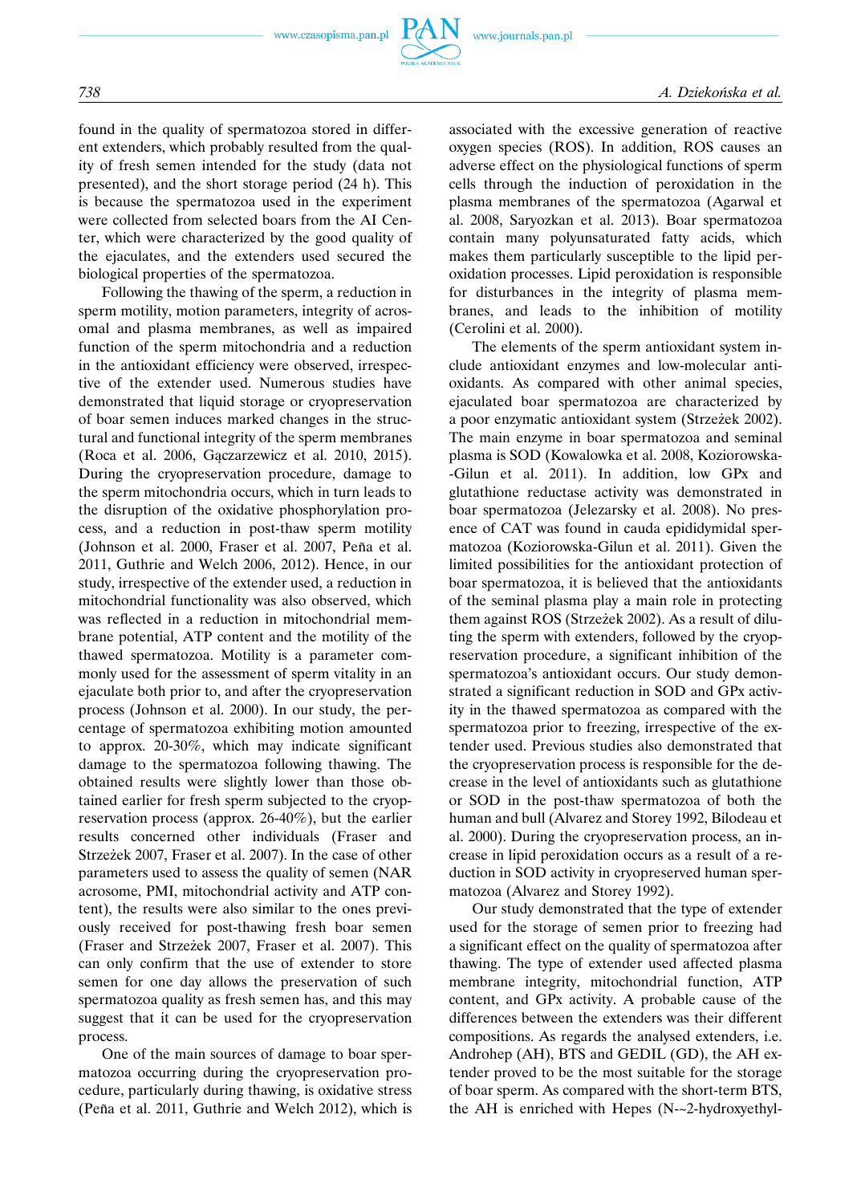found in the quality of spermatozoa stored in different extenders, which probably resulted from the quality of fresh semen intended for the study (data not presented), and the short storage period (24 h). This is because the spermatozoa used in the experiment were collected from selected boars from the AI Center, which were characterized by the good quality of the ejaculates, and the extenders used secured the biological properties of the spermatozoa.

Following the thawing of the sperm, a reduction in sperm motility, motion parameters, integrity of acrosomal and plasma membranes, as well as impaired function of the sperm mitochondria and a reduction in the antioxidant efficiency were observed, irrespective of the extender used. Numerous studies have demonstrated that liquid storage or cryopreservation of boar semen induces marked changes in the structural and functional integrity of the sperm membranes (Roca et al. 2006, Gączarzewicz et al. 2010, 2015). During the cryopreservation procedure, damage to the sperm mitochondria occurs, which in turn leads to the disruption of the oxidative phosphorylation process, and a reduction in post-thaw sperm motility (Johnson et al. 2000, Fraser et al. 2007, Peña et al. 2011, Guthrie and Welch 2006, 2012). Hence, in our study, irrespective of the extender used, a reduction in mitochondrial functionality was also observed, which was reflected in a reduction in mitochondrial membrane potential, ATP content and the motility of the thawed spermatozoa. Motility is a parameter commonly used for the assessment of sperm vitality in an ejaculate both prior to, and after the cryopreservation process (Johnson et al. 2000). In our study, the percentage of spermatozoa exhibiting motion amounted to approx. 20-30%, which may indicate significant damage to the spermatozoa following thawing. The obtained results were slightly lower than those obtained earlier for fresh sperm subjected to the cryopreservation process (approx. 26-40%), but the earlier results concerned other individuals (Fraser and Strzeżek 2007, Fraser et al. 2007). In the case of other parameters used to assess the quality of semen (NAR acrosome, PMI, mitochondrial activity and ATP content), the results were also similar to the ones previously received for post-thawing fresh boar semen (Fraser and Strzeżek 2007, Fraser et al. 2007). This can only confirm that the use of extender to store semen for one day allows the preservation of such spermatozoa quality as fresh semen has, and this may suggest that it can be used for the cryopreservation process.

One of the main sources of damage to boar spermatozoa occurring during the cryopreservation procedure, particularly during thawing, is oxidative stress (Peña et al. 2011, Guthrie and Welch 2012), which is associated with the excessive generation of reactive oxygen species (ROS). In addition, ROS causes an adverse effect on the physiological functions of sperm cells through the induction of peroxidation in the plasma membranes of the spermatozoa (Agarwal et al. 2008, Saryozkan et al. 2013). Boar spermatozoa contain many polyunsaturated fatty acids, which makes them particularly susceptible to the lipid peroxidation processes. Lipid peroxidation is responsible for disturbances in the integrity of plasma membranes, and leads to the inhibition of motility (Cerolini et al. 2000).

The elements of the sperm antioxidant system include antioxidant enzymes and low-molecular antioxidants. As compared with other animal species, ejaculated boar spermatozoa are characterized by a poor enzymatic antioxidant system (Strzeżek 2002). The main enzyme in boar spermatozoa and seminal plasma is SOD (Kowalowka et al. 2008, Koziorowska-Gilun et al. 2011). In addition, low GPx and glutathione reductase activity was demonstrated in boar spermatozoa (Jelezarsky et al. 2008). No presence of CAT was found in cauda epididymal spermatozoa (Koziorowska-Gilun et al. 2011). Given the limited possibilities for the antioxidant protection of boar spermatozoa, it is believed that the antioxidants of the seminal plasma play a main role in protecting them against ROS (Strzeżek 2002). As a result of diluting the sperm with extenders, followed by the cryopreservation procedure, a significant inhibition of the spermatozoa's antioxidant occurs. Our study demonstrated a significant reduction in SOD and GPx activity in the thawed spermatozoa as compared with the spermatozoa prior to freezing, irrespective of the extender used. Previous studies also demonstrated that the cryopreservation process is responsible for the decrease in the level of antioxidants such as glutathione or SOD in the post-thaw spermatozoa of both the human and bull (Alvarez and Storey 1992, Bilodeau et al. 2000). During the cryopreservation process, an increase in lipid peroxidation occurs as a result of a reduction in SOD activity in cryopreserved human spermatozoa (Alvarez and Storey 1992).

Our study demonstrated that the type of extender used for the storage of semen prior to freezing had a significant effect on the quality of spermatozoa after thawing. The type of extender used affected plasma membrane integrity, mitochondrial function, ATP content, and GPx activity. A probable cause of the differences between the extenders was their different compositions. As regards the analysed extenders, i.e. Androhep (AH), BTS and GEDIL (GD), the AH extender proved to be the most suitable for the storage of boar sperm. As compared with the short-term BTS, the AH is enriched with Hepes (N-~2-hydroxyethyl-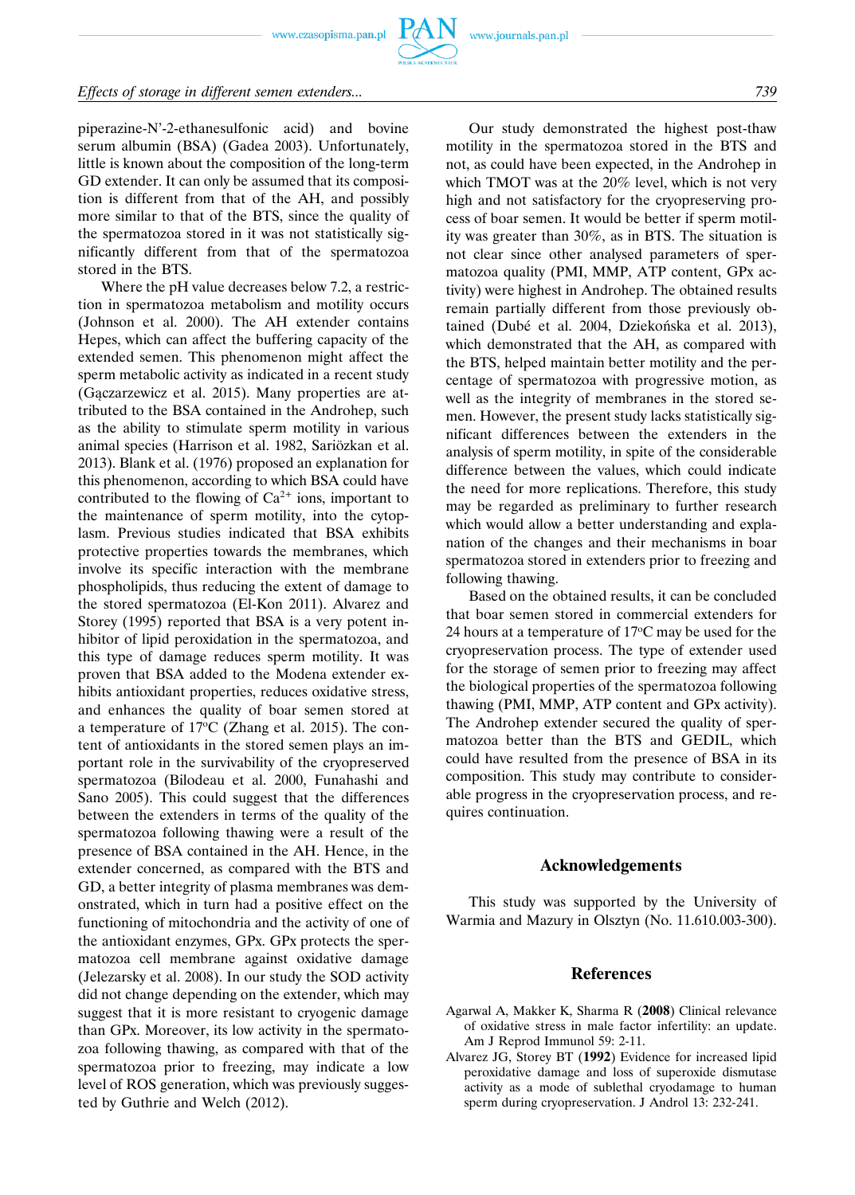piperazine-N'-2-ethanesulfonic acid) and bovine serum albumin (BSA) (Gadea 2003). Unfortunately, little is known about the composition of the long-term GD extender. It can only be assumed that its composition is different from that of the AH, and possibly more similar to that of the BTS, since the quality of the spermatozoa stored in it was not statistically significantly different from that of the spermatozoa stored in the BTS.

Where the pH value decreases below 7.2, a restriction in spermatozoa metabolism and motility occurs (Johnson et al. 2000). The AH extender contains Hepes, which can affect the buffering capacity of the extended semen. This phenomenon might affect the sperm metabolic activity as indicated in a recent study (Gączarzewicz et al. 2015). Many properties are attributed to the BSA contained in the Androhep, such as the ability to stimulate sperm motility in various animal species (Harrison et al. 1982, Sariözkan et al. 2013). Blank et al. (1976) proposed an explanation for this phenomenon, according to which BSA could have contributed to the flowing of $Ca^{2+}$ ions, important to the maintenance of sperm motility, into the cytoplasm. Previous studies indicated that BSA exhibits protective properties towards the membranes, which involve its specific interaction with the membrane phospholipids, thus reducing the extent of damage to the stored spermatozoa (El-Kon 2011). Alvarez and Storey (1995) reported that BSA is a very potent inhibitor of lipid peroxidation in the spermatozoa, and this type of damage reduces sperm motility. It was proven that BSA added to the Modena extender exhibits antioxidant properties, reduces oxidative stress, and enhances the quality of boar semen stored at a temperature of 17°C (Zhang et al. 2015). The content of antioxidants in the stored semen plays an important role in the survivability of the cryopreserved spermatozoa (Bilodeau et al. 2000, Funahashi and Sano 2005). This could suggest that the differences between the extenders in terms of the quality of the spermatozoa following thawing were a result of the presence of BSA contained in the AH. Hence, in the extender concerned, as compared with the BTS and GD, a better integrity of plasma membranes was demonstrated, which in turn had a positive effect on the functioning of mitochondria and the activity of one of the antioxidant enzymes, GPx. GPx protects the spermatozoa cell membrane against oxidative damage (Jelezarsky et al. 2008). In our study the SOD activity did not change depending on the extender, which may suggest that it is more resistant to cryogenic damage than GPx. Moreover, its low activity in the spermatozoa following thawing, as compared with that of the spermatozoa prior to freezing, may indicate a low level of ROS generation, which was previously suggested by Guthrie and Welch (2012).

Our study demonstrated the highest post-thaw motility in the spermatozoa stored in the BTS and not, as could have been expected, in the Androhep in which TMOT was at the 20% level, which is not very high and not satisfactory for the cryopreserving process of boar semen. It would be better if sperm motility was greater than 30%, as in BTS. The situation is not clear since other analysed parameters of spermatozoa quality (PMI, MMP, ATP content, GPx activity) were highest in Androhep. The obtained results remain partially different from those previously obtained (Dubé et al. 2004, Dziekońska et al. 2013), which demonstrated that the AH, as compared with the BTS, helped maintain better motility and the percentage of spermatozoa with progressive motion, as well as the integrity of membranes in the stored semen. However, the present study lacks statistically significant differences between the extenders in the analysis of sperm motility, in spite of the considerable difference between the values, which could indicate the need for more replications. Therefore, this study may be regarded as preliminary to further research which would allow a better understanding and explanation of the changes and their mechanisms in boar spermatozoa stored in extenders prior to freezing and following thawing.

Based on the obtained results, it can be concluded that boar semen stored in commercial extenders for 24 hours at a temperature of 17°C may be used for the cryopreservation process. The type of extender used for the storage of semen prior to freezing may affect the biological properties of the spermatozoa following thawing (PMI, MMP, ATP content and GPx activity). The Androhep extender secured the quality of spermatozoa better than the BTS and GEDIL, which could have resulted from the presence of BSA in its composition. This study may contribute to considerable progress in the cryopreservation process, and requires continuation.

## Acknowledgements

This study was supported by the University of Warmia and Mazury in Olsztyn (No. 11.610.003-300).

## References

Agarwal A, Makker K, Sharma R (**2008**) Clinical relevance of oxidative stress in male factor infertility: an update. Am J Reprod Immunol 59: 2-11.

Alvarez JG, Storey BT (**1992**) Evidence for increased lipid peroxidative damage and loss of superoxide dismutase activity as a mode of sublethal cryodamage to human sperm during cryopreservation. J Androl 13: 232-241.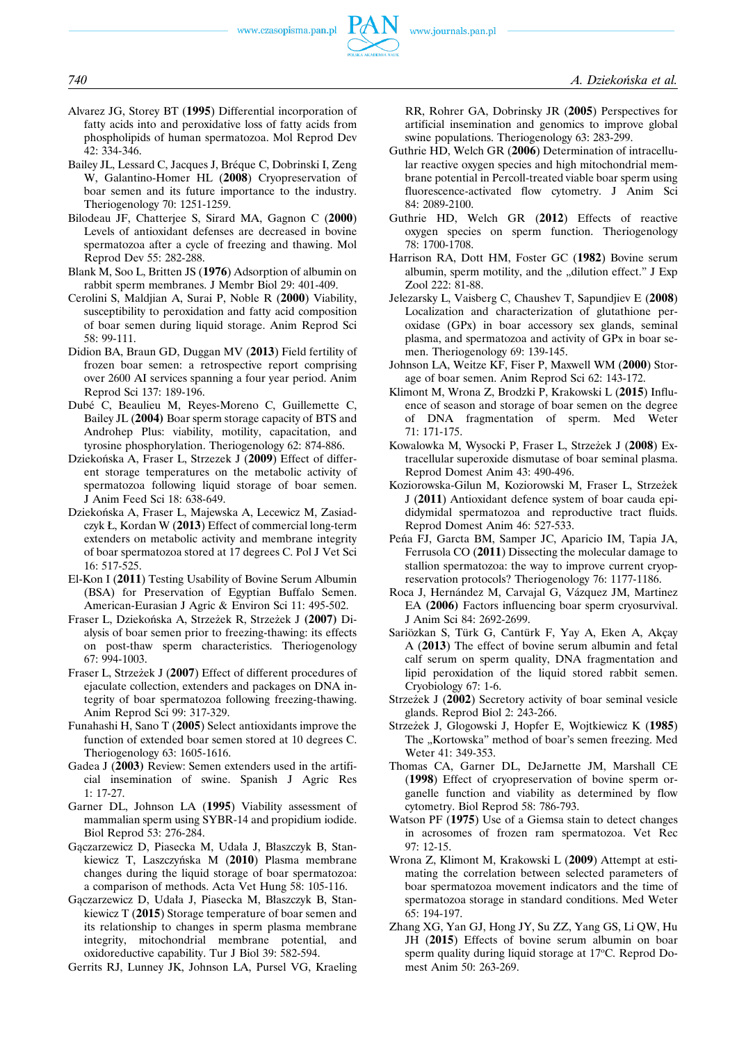Alvarez JG, Storey BT (**1995**) Differential incorporation of fatty acids into and peroxidative loss of fatty acids from phospholipids of human spermatozoa. Mol Reprod Dev 42: 334-346.

Bailey JL, Lessard C, Jacques J, Bréque C, Dobrinski I, Zeng W, Galantino-Homer HL (**2008**) Cryopreservation of boar semen and its future importance to the industry. Theriogenology 70: 1251-1259.

Bilodeau JF, Chatterjee S, Sirard MA, Gagnon C (**2000**) Levels of antioxidant defenses are decreased in bovine spermatozoa after a cycle of freezing and thawing. Mol Reprod Dev 55: 282-288.

Blank M, Soo L, Britten JS (**1976**) Adsorption of albumin on rabbit sperm membranes. J Membr Biol 29: 401-409.

Cerolini S, Maldjian A, Surai P, Noble R (**2000**) Viability, susceptibility to peroxidation and fatty acid composition of boar semen during liquid storage. Anim Reprod Sci 58: 99-111.

Didion BA, Braun GD, Duggan MV (**2013**) Field fertility of frozen boar semen: a retrospective report comprising over 2600 AI services spanning a four year period. Anim Reprod Sci 137: 189-196.

Dubé C, Beaulieu M, Reyes-Moreno C, Guillemette C, Bailey JL (**2004**) Boar sperm storage capacity of BTS and Androhep Plus: viability, motility, capacitation, and tyrosine phosphorylation. Theriogenology 62: 874-886.

Dziekońska A, Fraser L, Strzezek J (**2009**) Effect of different storage temperatures on the metabolic activity of spermatozoa following liquid storage of boar semen. J Anim Feed Sci 18: 638-649.

Dziekońska A, Fraser L, Majewska A, Lecewicz M, Zasiadczyk Ł, Kordan W (**2013**) Effect of commercial long-term extenders on metabolic activity and membrane integrity of boar spermatozoa stored at 17 degrees C. Pol J Vet Sci 16: 517-525.

El-Kon I (**2011**) Testing Usability of Bovine Serum Albumin (BSA) for Preservation of Egyptian Buffalo Semen. American-Eurasian J Agric & Environ Sci 11: 495-502.

Fraser L, Dziekońska A, Strzeżek R, Strzeżek J (**2007**) Dialysis of boar semen prior to freezing-thawing: its effects on post-thaw sperm characteristics. Theriogenology 67: 994-1003.

Fraser L, Strzeżek J (**2007**) Effect of different procedures of ejaculate collection, extenders and packages on DNA integrity of boar spermatozoa following freezing-thawing. Anim Reprod Sci 99: 317-329.

Funahashi H, Sano T (**2005**) Select antioxidants improve the function of extended boar semen stored at 10 degrees C. Theriogenology 63: 1605-1616.

Gadea J (**2003**) Review: Semen extenders used in the artificial insemination of swine. Spanish J Agric Res 1: 17-27.

Garner DL, Johnson LA (**1995**) Viability assessment of mammalian sperm using SYBR-14 and propidium iodide. Biol Reprod 53: 276-284.

Gączarzewicz D, Piasecka M, Udała J, Błaszczyk B, Stankiewicz T, Laszczyńska M (**2010**) Plasma membrane changes during the liquid storage of boar spermatozoa: a comparison of methods. Acta Vet Hung 58: 105-116.

Gączarzewicz D, Udała J, Piasecka M, Błaszczyk B, Stankiewicz T (**2015**) Storage temperature of boar semen and its relationship to changes in sperm plasma membrane integrity, mitochondrial membrane potential, and oxidoreductive capability. Tur J Biol 39: 582-594.

Gerrits RJ, Lunney JK, Johnson LA, Pursel VG, Kraeling RR, Rohrer GA, Dobrinsky JR (**2005**) Perspectives for artificial insemination and genomics to improve global swine populations. Theriogenology 63: 283-299.

Guthrie HD, Welch GR (**2006**) Determination of intracellular reactive oxygen species and high mitochondrial membrane potential in Percoll-treated viable boar sperm using fluorescence-activated flow cytometry. J Anim Sci 84: 2089-2100.

Guthrie HD, Welch GR (**2012**) Effects of reactive oxygen species on sperm function. Theriogenology 78: 1700-1708.

Harrison RA, Dott HM, Foster GC (**1982**) Bovine serum albumin, sperm motility, and the „dilution effect." J Exp Zool 222: 81-88.

Jelezarsky L, Vaisberg C, Chaushev T, Sapundjiev E (**2008**) Localization and characterization of glutathione peroxidase (GPx) in boar accessory sex glands, seminal plasma, and spermatozoa and activity of GPx in boar semen. Theriogenology 69: 139-145.

Johnson LA, Weitze KF, Fiser P, Maxwell WM (**2000**) Storage of boar semen. Anim Reprod Sci 62: 143-172.

Klimont M, Wrona Z, Brodzki P, Krakowski L (**2015**) Influence of season and storage of boar semen on the degree of DNA fragmentation of sperm. Med Weter 71: 171-175.

Kowalowka M, Wysocki P, Fraser L, Strzeżek J (**2008**) Extracellular superoxide dismutase of boar seminal plasma. Reprod Domest Anim 43: 490-496.

Koziorowska-Gilun M, Koziorowski M, Fraser L, Strzeżek J (**2011**) Antioxidant defence system of boar cauda epididymal spermatozoa and reproductive tract fluids. Reprod Domest Anim 46: 527-533.

Peña FJ, Garcta BM, Samper JC, Aparicio IM, Tapia JA, Ferrusola CO (**2011**) Dissecting the molecular damage to stallion spermatozoa: the way to improve current cryopreservation protocols? Theriogenology 76: 1177-1186.

Roca J, Hernández M, Carvajal G, Vázquez JM, Martinez EA (**2006**) Factors influencing boar sperm cryosurvival. J Anim Sci 84: 2692-2699.

Sariözkan S, Türk G, Cantürk F, Yay A, Eken A, Akçay A (**2013**) The effect of bovine serum albumin and fetal calf serum on sperm quality, DNA fragmentation and lipid peroxidation of the liquid stored rabbit semen. Cryobiology 67: 1-6.

Strzeżek J (**2002**) Secretory activity of boar seminal vesicle glands. Reprod Biol 2: 243-266.

Strzeżek J, Glogowski J, Hopfer E, Wojtkiewicz K (**1985**) The „Kortowska" method of boar's semen freezing. Med Weter 41: 349-353.

Thomas CA, Garner DL, DeJarnette JM, Marshall CE (**1998**) Effect of cryopreservation of bovine sperm organelle function and viability as determined by flow cytometry. Biol Reprod 58: 786-793.

Watson PF (**1975**) Use of a Giemsa stain to detect changes in acrosomes of frozen ram spermatozoa. Vet Rec 97: 12-15.

Wrona Z, Klimont M, Krakowski L (**2009**) Attempt at estimating the correlation between selected parameters of boar spermatozoa movement indicators and the time of spermatozoa storage in standard conditions. Med Weter 65: 194-197.

Zhang XG, Yan GJ, Hong JY, Su ZZ, Yang GS, Li QW, Hu JH (**2015**) Effects of bovine serum albumin on boar sperm quality during liquid storage at 17°C. Reprod Domest Anim 50: 263-269.